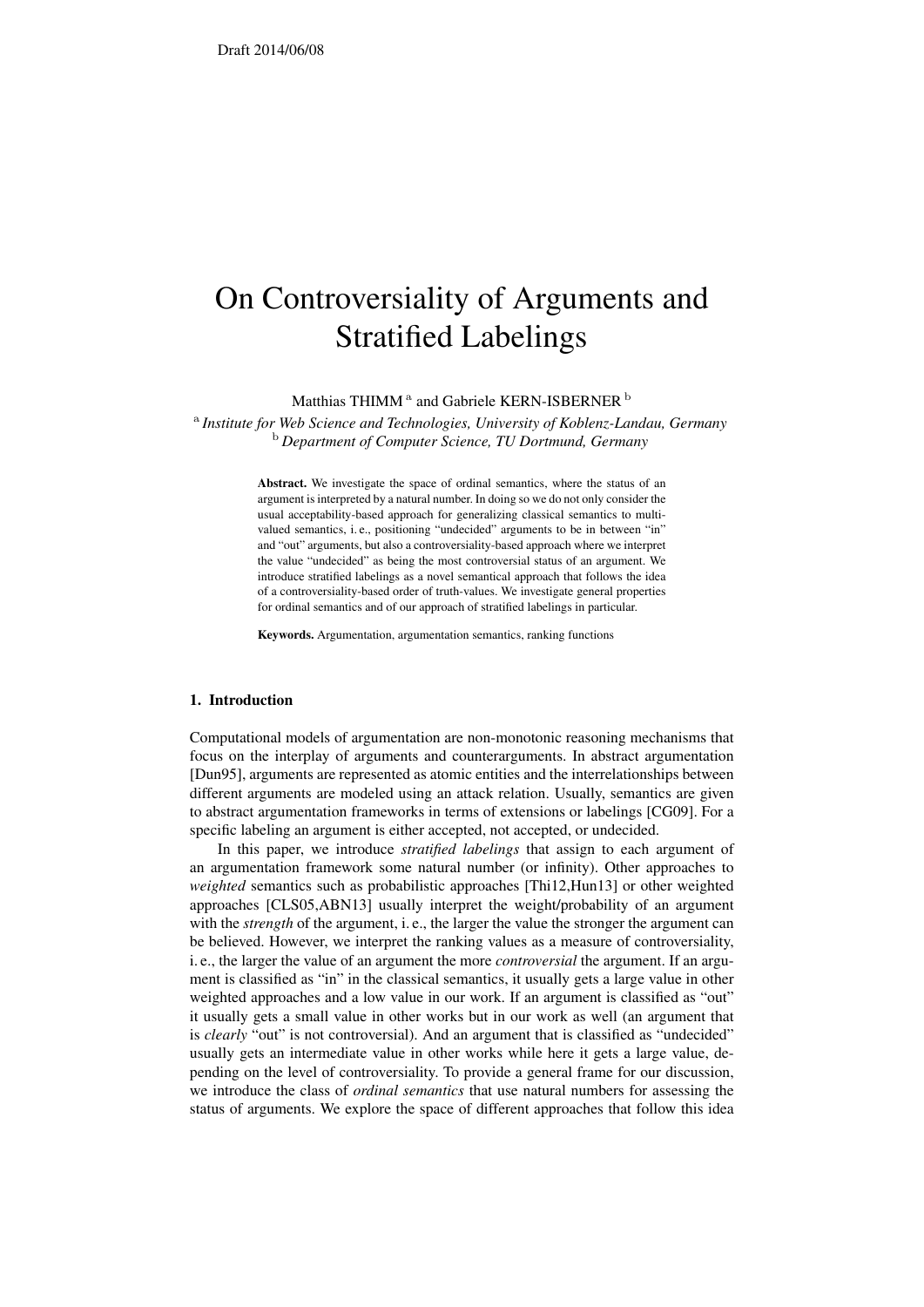Draft 2014/06/08

# On Controversiality of Arguments and Stratified Labelings

Matthias THIMM [a] and Gabriele KERN-ISBERNER [b]

[a] *Institute for Web Science and Technologies, University of Koblenz-Landau, Germany*
[b] *Department of Computer Science, TU Dortmund, Germany*

**Abstract.** We investigate the space of ordinal semantics, where the status of an argument is interpreted by a natural number. In doing so we do not only consider the usual acceptability-based approach for generalizing classical semantics to multi-valued semantics, i. e., positioning "undecided" arguments to be in between "in" and "out" arguments, but also a controversiality-based approach where we interpret the value "undecided" as being the most controversial status of an argument. We introduce stratified labelings as a novel semantical approach that follows the idea of a controversiality-based order of truth-values. We investigate general properties for ordinal semantics and of our approach of stratified labelings in particular.

**Keywords.** Argumentation, argumentation semantics, ranking functions

## 1. Introduction

Computational models of argumentation are non-monotonic reasoning mechanisms that focus on the interplay of arguments and counterarguments. In abstract argumentation [Dun95], arguments are represented as atomic entities and the interrelationships between different arguments are modeled using an attack relation. Usually, semantics are given to abstract argumentation frameworks in terms of extensions or labelings [CG09]. For a specific labeling an argument is either accepted, not accepted, or undecided.

In this paper, we introduce *stratified labelings* that assign to each argument of an argumentation framework some natural number (or infinity). Other approaches to *weighted* semantics such as probabilistic approaches [Thi12,Hun13] or other weighted approaches [CLS05,ABN13] usually interpret the weight/probability of an argument with the *strength* of the argument, i. e., the larger the value the stronger the argument can be believed. However, we interpret the ranking values as a measure of controversiality, i. e., the larger the value of an argument the more *controversial* the argument. If an argument is classified as "in" in the classical semantics, it usually gets a large value in other weighted approaches and a low value in our work. If an argument is classified as "out" it usually gets a small value in other works but in our work as well (an argument that is *clearly* "out" is not controversial). And an argument that is classified as "undecided" usually gets an intermediate value in other works while here it gets a large value, depending on the level of controversiality. To provide a general frame for our discussion, we introduce the class of *ordinal semantics* that use natural numbers for assessing the status of arguments. We explore the space of different approaches that follow this idea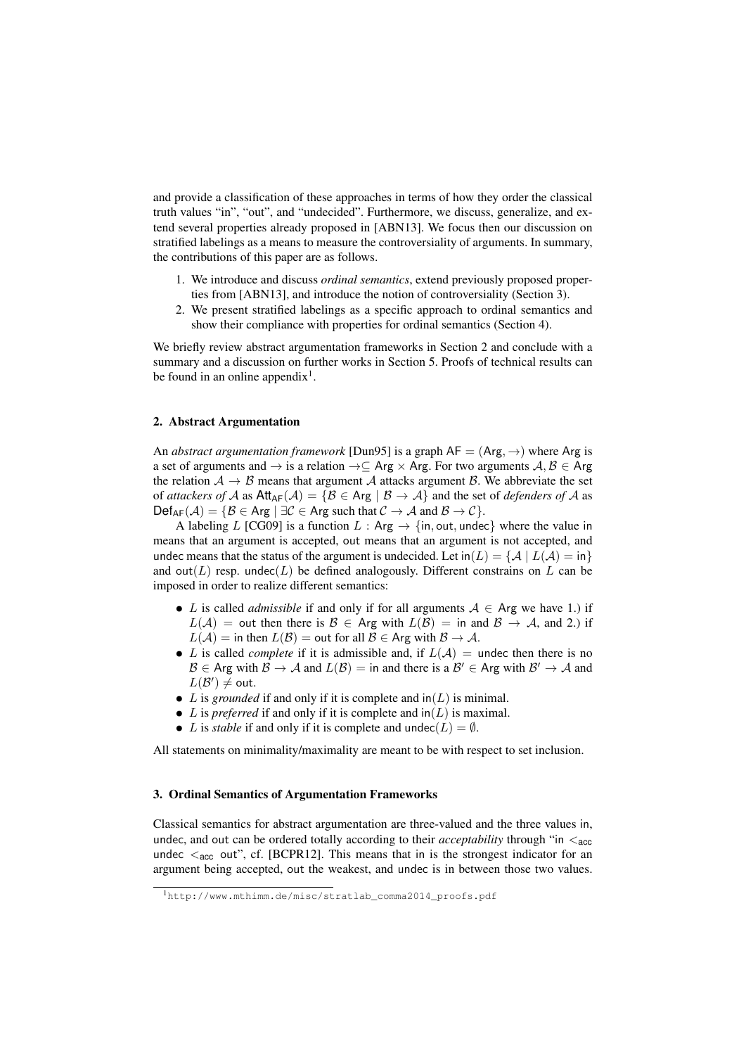and provide a classification of these approaches in terms of how they order the classical truth values "in", "out", and "undecided". Furthermore, we discuss, generalize, and extend several properties already proposed in [ABN13]. We focus then our discussion on stratified labelings as a means to measure the controversiality of arguments. In summary, the contributions of this paper are as follows.

1. We introduce and discuss *ordinal semantics*, extend previously proposed properties from [ABN13], and introduce the notion of controversiality (Section 3).
2. We present stratified labelings as a specific approach to ordinal semantics and show their compliance with properties for ordinal semantics (Section 4).

We briefly review abstract argumentation frameworks in Section 2 and conclude with a summary and a discussion on further works in Section 5. Proofs of technical results can be found in an online appendix[1].

## 2. Abstract Argumentation

An *abstract argumentation framework* [Dun95] is a graph $\mathsf{AF} = (\mathsf{Arg}, \rightarrow)$ where $\mathsf{Arg}$ is a set of arguments and $\rightarrow$ is a relation $\rightarrow \subseteq \mathsf{Arg} \times \mathsf{Arg}$. For two arguments $\mathcal{A}, \mathcal{B} \in \mathsf{Arg}$ the relation $\mathcal{A} \rightarrow \mathcal{B}$ means that argument $\mathcal{A}$ attacks argument $\mathcal{B}$. We abbreviate the set of *attackers of* $\mathcal{A}$ as $\mathsf{Att}_{\mathsf{AF}}(\mathcal{A}) = \{\mathcal{B} \in \mathsf{Arg} \mid \mathcal{B} \rightarrow \mathcal{A}\}$ and the set of *defenders of* $\mathcal{A}$ as $\mathsf{Def}_{\mathsf{AF}}(\mathcal{A}) = \{\mathcal{B} \in \mathsf{Arg} \mid \exists \mathcal{C} \in \mathsf{Arg}$ such that $\mathcal{C} \rightarrow \mathcal{A}$ and $\mathcal{B} \rightarrow \mathcal{C}\}$.

A labeling $L$ [CG09] is a function $L : \mathsf{Arg} \rightarrow \{\mathsf{in}, \mathsf{out}, \mathsf{undec}\}$ where the value $\mathsf{in}$ means that an argument is accepted, $\mathsf{out}$ means that an argument is not accepted, and $\mathsf{undec}$ means that the status of the argument is undecided. Let $\mathsf{in}(L) = \{\mathcal{A} \mid L(\mathcal{A}) = \mathsf{in}\}$ and $\mathsf{out}(L)$ resp. $\mathsf{undec}(L)$ be defined analogously. Different constrains on $L$ can be imposed in order to realize different semantics:

- $L$ is called *admissible* if and only if for all arguments $\mathcal{A} \in \mathsf{Arg}$ we have 1.) if $L(\mathcal{A}) = \mathsf{out}$ then there is $\mathcal{B} \in \mathsf{Arg}$ with $L(\mathcal{B}) = \mathsf{in}$ and $\mathcal{B} \rightarrow \mathcal{A}$, and 2.) if $L(\mathcal{A}) = \mathsf{in}$ then $L(\mathcal{B}) = \mathsf{out}$ for all $\mathcal{B} \in \mathsf{Arg}$ with $\mathcal{B} \rightarrow \mathcal{A}$.
- $L$ is called *complete* if it is admissible and, if $L(\mathcal{A}) = \mathsf{undec}$ then there is no $\mathcal{B} \in \mathsf{Arg}$ with $\mathcal{B} \rightarrow \mathcal{A}$ and $L(\mathcal{B}) = \mathsf{in}$ and there is a $\mathcal{B}' \in \mathsf{Arg}$ with $\mathcal{B}' \rightarrow \mathcal{A}$ and $L(\mathcal{B}') \neq \mathsf{out}$.
- $L$ is *grounded* if and only if it is complete and $\mathsf{in}(L)$ is minimal.
- $L$ is *preferred* if and only if it is complete and $\mathsf{in}(L)$ is maximal.
- $L$ is *stable* if and only if it is complete and $\mathsf{undec}(L) = \emptyset$.

All statements on minimality/maximality are meant to be with respect to set inclusion.

## 3. Ordinal Semantics of Argumentation Frameworks

Classical semantics for abstract argumentation are three-valued and the three values $\mathsf{in}$, $\mathsf{undec}$, and $\mathsf{out}$ can be ordered totally according to their *acceptability* through "$\mathsf{in} <_{\mathsf{acc}} \mathsf{undec} <_{\mathsf{acc}} \mathsf{out}$", cf. [BCPR12]. This means that $\mathsf{in}$ is the strongest indicator for an argument being accepted, $\mathsf{out}$ the weakest, and $\mathsf{undec}$ is in between those two values.

[1] http://www.mthimm.de/misc/stratlab_comma2014_proofs.pdf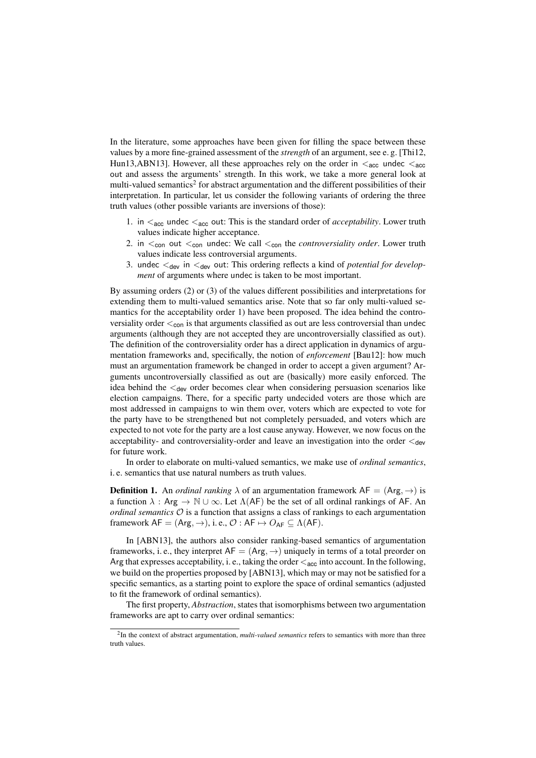In the literature, some approaches have been given for filling the space between these values by a more fine-grained assessment of the *strength* of an argument, see e. g. [Thi12, Hun13,ABN13]. However, all these approaches rely on the order in $<_{\mathsf{acc}}$ undec $<_{\mathsf{acc}}$ out and assess the arguments' strength. In this work, we take a more general look at multi-valued semantics[2] for abstract argumentation and the different possibilities of their interpretation. In particular, let us consider the following variants of ordering the three truth values (other possible variants are inversions of those):

1. in $<_{\mathsf{acc}}$ undec $<_{\mathsf{acc}}$ out: This is the standard order of *acceptability*. Lower truth values indicate higher acceptance.
2. in $<_{\mathsf{con}}$ out $<_{\mathsf{con}}$ undec: We call $<_{\mathsf{con}}$ the *controversiality order*. Lower truth values indicate less controversial arguments.
3. undec $<_{\mathsf{dev}}$ in $<_{\mathsf{dev}}$ out: This ordering reflects a kind of *potential for development* of arguments where undec is taken to be most important.

By assuming orders (2) or (3) of the values different possibilities and interpretations for extending them to multi-valued semantics arise. Note that so far only multi-valued semantics for the acceptability order 1) have been proposed. The idea behind the controversiality order $<_{\mathsf{con}}$ is that arguments classified as out are less controversial than undec arguments (although they are not accepted they are uncontroversially classified as out). The definition of the controversiality order has a direct application in dynamics of argumentation frameworks and, specifically, the notion of *enforcement* [Bau12]: how much must an argumentation framework be changed in order to accept a given argument? Arguments uncontroversially classified as out are (basically) more easily enforced. The idea behind the $<_{\mathsf{dev}}$ order becomes clear when considering persuasion scenarios like election campaigns. There, for a specific party undecided voters are those which are most addressed in campaigns to win them over, voters which are expected to vote for the party have to be strengthened but not completely persuaded, and voters which are expected to not vote for the party are a lost cause anyway. However, we now focus on the acceptability- and controversiality-order and leave an investigation into the order $<_{\mathsf{dev}}$ for future work.

In order to elaborate on multi-valued semantics, we make use of *ordinal semantics*, i. e. semantics that use natural numbers as truth values.

**Definition 1.** An *ordinal ranking* $\lambda$ of an argumentation framework $\mathsf{AF} = (\mathsf{Arg}, \rightarrow)$ is a function $\lambda : \mathsf{Arg} \rightarrow \mathbb{N} \cup \infty$. Let $\Lambda(\mathsf{AF})$ be the set of all ordinal rankings of AF. An *ordinal semantics* $\mathcal{O}$ is a function that assigns a class of rankings to each argumentation framework $\mathsf{AF} = (\mathsf{Arg}, \rightarrow)$, i. e., $\mathcal{O} : \mathsf{AF} \mapsto O_{\mathsf{AF}} \subseteq \Lambda(\mathsf{AF})$.

In [ABN13], the authors also consider ranking-based semantics of argumentation frameworks, i. e., they interpret $\mathsf{AF} = (\mathsf{Arg}, \rightarrow)$ uniquely in terms of a total preorder on Arg that expresses acceptability, i. e., taking the order $<_{\mathsf{acc}}$ into account. In the following, we build on the properties proposed by [ABN13], which may or may not be satisfied for a specific semantics, as a starting point to explore the space of ordinal semantics (adjusted to fit the framework of ordinal semantics).

The first property, *Abstraction*, states that isomorphisms between two argumentation frameworks are apt to carry over ordinal semantics:

[2] In the context of abstract argumentation, *multi-valued semantics* refers to semantics with more than three truth values.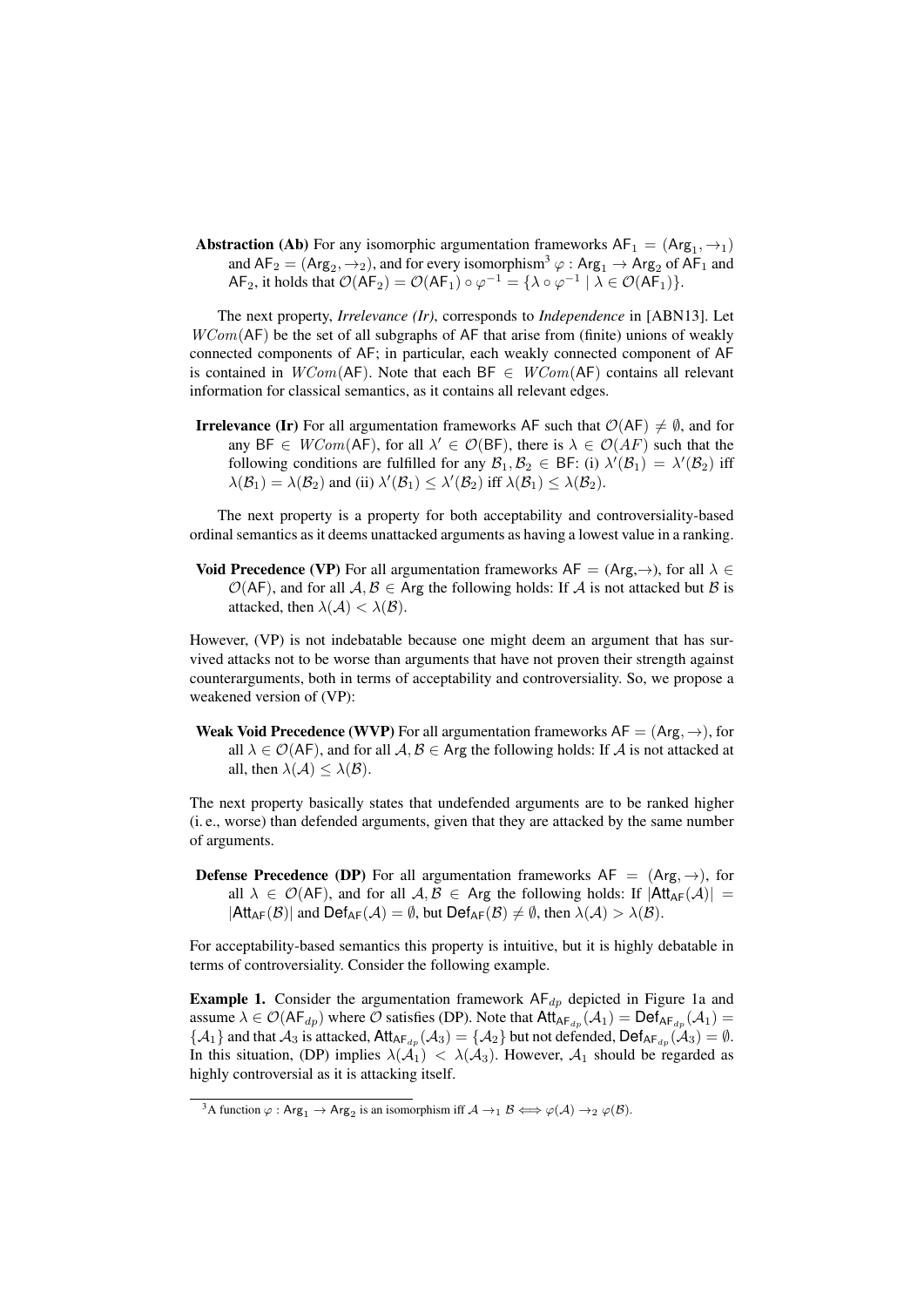**Abstraction (Ab)** For any isomorphic argumentation frameworks $\mathsf{AF}_1 = (\mathsf{Arg}_1, \rightarrow_1)$ and $\mathsf{AF}_2 = (\mathsf{Arg}_2, \rightarrow_2)$, and for every isomorphism[3] $\varphi : \mathsf{Arg}_1 \rightarrow \mathsf{Arg}_2$ of $\mathsf{AF}_1$ and $\mathsf{AF}_2$, it holds that $\mathcal{O}(\mathsf{AF}_2) = \mathcal{O}(\mathsf{AF}_1) \circ \varphi^{-1} = \{\lambda \circ \varphi^{-1} \mid \lambda \in \mathcal{O}(\mathsf{AF}_1)\}$.

The next property, *Irrelevance (Ir)*, corresponds to *Independence* in [ABN13]. Let $WCom(\mathsf{AF})$ be the set of all subgraphs of AF that arise from (finite) unions of weakly connected components of AF; in particular, each weakly connected component of AF is contained in $WCom(\mathsf{AF})$. Note that each $\mathsf{BF} \in WCom(\mathsf{AF})$ contains all relevant information for classical semantics, as it contains all relevant edges.

**Irrelevance (Ir)** For all argumentation frameworks AF such that $\mathcal{O}(\mathsf{AF}) \neq \emptyset$, and for any $\mathsf{BF} \in WCom(\mathsf{AF})$, for all $\lambda' \in \mathcal{O}(\mathsf{BF})$, there is $\lambda \in \mathcal{O}(AF)$ such that the following conditions are fulfilled for any $\mathcal{B}_1, \mathcal{B}_2 \in \mathsf{BF}$: (i) $\lambda'(\mathcal{B}_1) = \lambda'(\mathcal{B}_2)$ iff $\lambda(\mathcal{B}_1) = \lambda(\mathcal{B}_2)$ and (ii) $\lambda'(\mathcal{B}_1) \leq \lambda'(\mathcal{B}_2)$ iff $\lambda(\mathcal{B}_1) \leq \lambda(\mathcal{B}_2)$.

The next property is a property for both acceptability and controversiality-based ordinal semantics as it deems unattacked arguments as having a lowest value in a ranking.

**Void Precedence (VP)** For all argumentation frameworks $\mathsf{AF} = (\mathsf{Arg}, \rightarrow)$, for all $\lambda \in \mathcal{O}(\mathsf{AF})$, and for all $\mathcal{A}, \mathcal{B} \in \mathsf{Arg}$ the following holds: If $\mathcal{A}$ is not attacked but $\mathcal{B}$ is attacked, then $\lambda(\mathcal{A}) < \lambda(\mathcal{B})$.

However, (VP) is not indebatable because one might deem an argument that has survived attacks not to be worse than arguments that have not proven their strength against counterarguments, both in terms of acceptability and controversiality. So, we propose a weakened version of (VP):

**Weak Void Precedence (WVP)** For all argumentation frameworks $\mathsf{AF} = (\mathsf{Arg}, \rightarrow)$, for all $\lambda \in \mathcal{O}(\mathsf{AF})$, and for all $\mathcal{A}, \mathcal{B} \in \mathsf{Arg}$ the following holds: If $\mathcal{A}$ is not attacked at all, then $\lambda(\mathcal{A}) \leq \lambda(\mathcal{B})$.

The next property basically states that undefended arguments are to be ranked higher (i. e., worse) than defended arguments, given that they are attacked by the same number of arguments.

**Defense Precedence (DP)** For all argumentation frameworks $\mathsf{AF} = (\mathsf{Arg}, \rightarrow)$, for all $\lambda \in \mathcal{O}(\mathsf{AF})$, and for all $\mathcal{A}, \mathcal{B} \in \mathsf{Arg}$ the following holds: If $|\mathsf{Att}_{\mathsf{AF}}(\mathcal{A})| = |\mathsf{Att}_{\mathsf{AF}}(\mathcal{B})|$ and $\mathsf{Def}_{\mathsf{AF}}(\mathcal{A}) = \emptyset$, but $\mathsf{Def}_{\mathsf{AF}}(\mathcal{B}) \neq \emptyset$, then $\lambda(\mathcal{A}) > \lambda(\mathcal{B})$.

For acceptability-based semantics this property is intuitive, but it is highly debatable in terms of controversiality. Consider the following example.

**Example 1.** Consider the argumentation framework $\mathsf{AF}_{dp}$ depicted in Figure 1a and assume $\lambda \in \mathcal{O}(\mathsf{AF}_{dp})$ where $\mathcal{O}$ satisfies (DP). Note that $\mathsf{Att}_{\mathsf{AF}_{dp}}(\mathcal{A}_1) = \mathsf{Def}_{\mathsf{AF}_{dp}}(\mathcal{A}_1) = \{\mathcal{A}_1\}$ and that $\mathcal{A}_3$ is attacked, $\mathsf{Att}_{\mathsf{AF}_{dp}}(\mathcal{A}_3) = \{\mathcal{A}_2\}$ but not defended, $\mathsf{Def}_{\mathsf{AF}_{dp}}(\mathcal{A}_3) = \emptyset$. In this situation, (DP) implies $\lambda(\mathcal{A}_1) < \lambda(\mathcal{A}_3)$. However, $\mathcal{A}_1$ should be regarded as highly controversial as it is attacking itself.

[3] A function $\varphi : \mathsf{Arg}_1 \rightarrow \mathsf{Arg}_2$ is an isomorphism iff $\mathcal{A} \rightarrow_1 \mathcal{B} \iff \varphi(\mathcal{A}) \rightarrow_2 \varphi(\mathcal{B})$.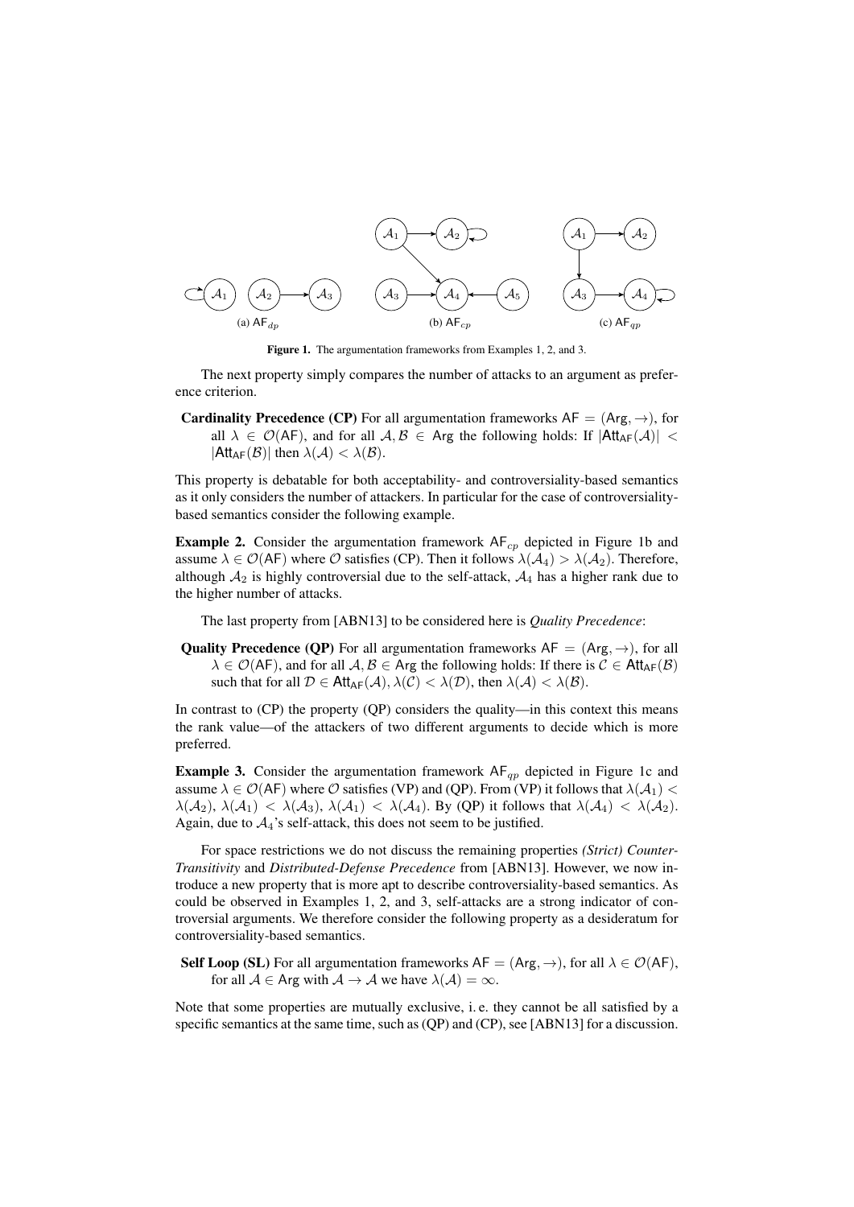Figure 1. The argumentation frameworks from Examples 1, 2, and 3.

(a) $\mathsf{AF}_{dp}$ (b) $\mathsf{AF}_{cp}$ (c) $\mathsf{AF}_{qp}$

The next property simply compares the number of attacks to an argument as preference criterion.

**Cardinality Precedence (CP)** For all argumentation frameworks $\mathsf{AF} = (\mathsf{Arg}, \to)$, for all $\lambda \in \mathcal{O}(\mathsf{AF})$, and for all $\mathcal{A}, \mathcal{B} \in \mathsf{Arg}$ the following holds: If $|\mathsf{Att}_{\mathsf{AF}}(\mathcal{A})| < |\mathsf{Att}_{\mathsf{AF}}(\mathcal{B})|$ then $\lambda(\mathcal{A}) < \lambda(\mathcal{B})$.

This property is debatable for both acceptability- and controversiality-based semantics as it only considers the number of attackers. In particular for the case of controversiality-based semantics consider the following example.

**Example 2.** Consider the argumentation framework $\mathsf{AF}_{cp}$ depicted in Figure 1b and assume $\lambda \in \mathcal{O}(\mathsf{AF})$ where $\mathcal{O}$ satisfies (CP). Then it follows $\lambda(\mathcal{A}_4) > \lambda(\mathcal{A}_2)$. Therefore, although $\mathcal{A}_2$ is highly controversial due to the self-attack, $\mathcal{A}_4$ has a higher rank due to the higher number of attacks.

The last property from [ABN13] to be considered here is *Quality Precedence*:

**Quality Precedence (QP)** For all argumentation frameworks $\mathsf{AF} = (\mathsf{Arg}, \to)$, for all $\lambda \in \mathcal{O}(\mathsf{AF})$, and for all $\mathcal{A}, \mathcal{B} \in \mathsf{Arg}$ the following holds: If there is $\mathcal{C} \in \mathsf{Att}_{\mathsf{AF}}(\mathcal{B})$ such that for all $\mathcal{D} \in \mathsf{Att}_{\mathsf{AF}}(\mathcal{A})$, $\lambda(\mathcal{C}) < \lambda(\mathcal{D})$, then $\lambda(\mathcal{A}) < \lambda(\mathcal{B})$.

In contrast to (CP) the property (QP) considers the quality—in this context this means the rank value—of the attackers of two different arguments to decide which is more preferred.

**Example 3.** Consider the argumentation framework $\mathsf{AF}_{qp}$ depicted in Figure 1c and assume $\lambda \in \mathcal{O}(\mathsf{AF})$ where $\mathcal{O}$ satisfies (VP) and (QP). From (VP) it follows that $\lambda(\mathcal{A}_1) < \lambda(\mathcal{A}_2)$, $\lambda(\mathcal{A}_1) < \lambda(\mathcal{A}_3)$, $\lambda(\mathcal{A}_1) < \lambda(\mathcal{A}_4)$. By (QP) it follows that $\lambda(\mathcal{A}_4) < \lambda(\mathcal{A}_2)$. Again, due to $\mathcal{A}_4$'s self-attack, this does not seem to be justified.

For space restrictions we do not discuss the remaining properties *(Strict) Counter-Transitivity* and *Distributed-Defense Precedence* from [ABN13]. However, we now introduce a new property that is more apt to describe controversiality-based semantics. As could be observed in Examples 1, 2, and 3, self-attacks are a strong indicator of controversial arguments. We therefore consider the following property as a desideratum for controversiality-based semantics.

**Self Loop (SL)** For all argumentation frameworks $\mathsf{AF} = (\mathsf{Arg}, \to)$, for all $\lambda \in \mathcal{O}(\mathsf{AF})$, for all $\mathcal{A} \in \mathsf{Arg}$ with $\mathcal{A} \to \mathcal{A}$ we have $\lambda(\mathcal{A}) = \infty$.

Note that some properties are mutually exclusive, i. e. they cannot be all satisfied by a specific semantics at the same time, such as (QP) and (CP), see [ABN13] for a discussion.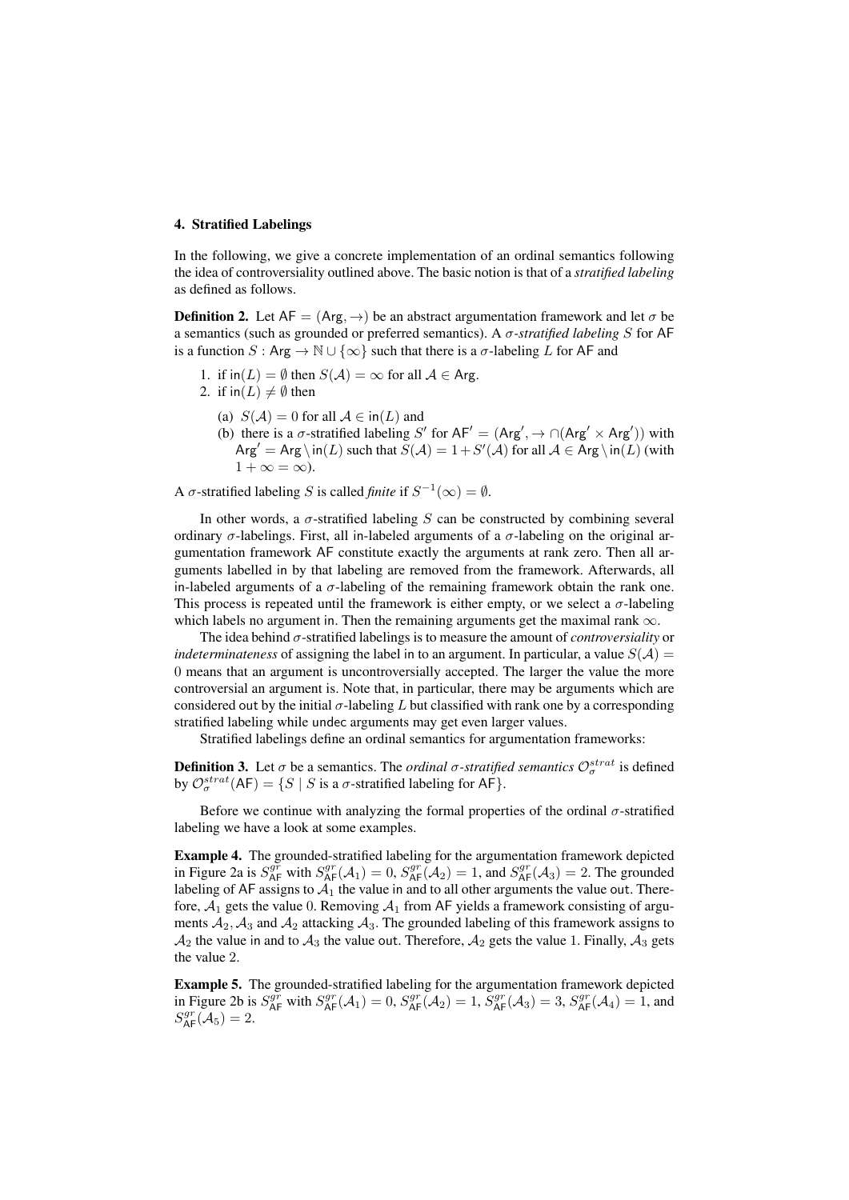## 4. Stratified Labelings

In the following, we give a concrete implementation of an ordinal semantics following the idea of controversiality outlined above. The basic notion is that of a *stratified labeling* as defined as follows.

**Definition 2.** Let $\mathsf{AF} = (\mathsf{Arg}, \rightarrow)$ be an abstract argumentation framework and let $\sigma$ be a semantics (such as grounded or preferred semantics). A *$\sigma$-stratified labeling $S$* for $\mathsf{AF}$ is a function $S : \mathsf{Arg} \rightarrow \mathbb{N} \cup \{\infty\}$ such that there is a $\sigma$-labeling $L$ for $\mathsf{AF}$ and

1. if $\mathsf{in}(L) = \emptyset$ then $S(\mathcal{A}) = \infty$ for all $\mathcal{A} \in \mathsf{Arg}$.
2. if $\mathsf{in}(L) \neq \emptyset$ then
   (a) $S(\mathcal{A}) = 0$ for all $\mathcal{A} \in \mathsf{in}(L)$ and
   (b) there is a $\sigma$-stratified labeling $S'$ for $\mathsf{AF}' = (\mathsf{Arg}', \rightarrow \cap (\mathsf{Arg}' \times \mathsf{Arg}'))$ with $\mathsf{Arg}' = \mathsf{Arg} \setminus \mathsf{in}(L)$ such that $S(\mathcal{A}) = 1 + S'(\mathcal{A})$ for all $\mathcal{A} \in \mathsf{Arg} \setminus \mathsf{in}(L)$ (with $1 + \infty = \infty$).

A $\sigma$-stratified labeling $S$ is called *finite* if $S^{-1}(\infty) = \emptyset$.

In other words, a $\sigma$-stratified labeling $S$ can be constructed by combining several ordinary $\sigma$-labelings. First, all in-labeled arguments of a $\sigma$-labeling on the original argumentation framework $\mathsf{AF}$ constitute exactly the arguments at rank zero. Then all arguments labelled in by that labeling are removed from the framework. Afterwards, all in-labeled arguments of a $\sigma$-labeling of the remaining framework obtain the rank one. This process is repeated until the framework is either empty, or we select a $\sigma$-labeling which labels no argument in. Then the remaining arguments get the maximal rank $\infty$.

The idea behind $\sigma$-stratified labelings is to measure the amount of *controversiality* or *indeterminateness* of assigning the label in to an argument. In particular, a value $S(\mathcal{A}) = 0$ means that an argument is uncontroversially accepted. The larger the value the more controversial an argument is. Note that, in particular, there may be arguments which are considered out by the initial $\sigma$-labeling $L$ but classified with rank one by a corresponding stratified labeling while undec arguments may get even larger values.

Stratified labelings define an ordinal semantics for argumentation frameworks:

**Definition 3.** Let $\sigma$ be a semantics. The *ordinal $\sigma$-stratified semantics* $\mathcal{O}^{strat}_{\sigma}$ is defined by $\mathcal{O}^{strat}_{\sigma}(\mathsf{AF}) = \{S \mid S \text{ is a } \sigma\text{-stratified labeling for } \mathsf{AF}\}$.

Before we continue with analyzing the formal properties of the ordinal $\sigma$-stratified labeling we have a look at some examples.

**Example 4.** The grounded-stratified labeling for the argumentation framework depicted in Figure 2a is $S^{gr}_{\mathsf{AF}}$ with $S^{gr}_{\mathsf{AF}}(\mathcal{A}_1) = 0$, $S^{gr}_{\mathsf{AF}}(\mathcal{A}_2) = 1$, and $S^{gr}_{\mathsf{AF}}(\mathcal{A}_3) = 2$. The grounded labeling of $\mathsf{AF}$ assigns to $\mathcal{A}_1$ the value in and to all other arguments the value out. Therefore, $\mathcal{A}_1$ gets the value 0. Removing $\mathcal{A}_1$ from $\mathsf{AF}$ yields a framework consisting of arguments $\mathcal{A}_2, \mathcal{A}_3$ and $\mathcal{A}_2$ attacking $\mathcal{A}_3$. The grounded labeling of this framework assigns to $\mathcal{A}_2$ the value in and to $\mathcal{A}_3$ the value out. Therefore, $\mathcal{A}_2$ gets the value 1. Finally, $\mathcal{A}_3$ gets the value 2.

**Example 5.** The grounded-stratified labeling for the argumentation framework depicted in Figure 2b is $S^{gr}_{\mathsf{AF}}$ with $S^{gr}_{\mathsf{AF}}(\mathcal{A}_1) = 0$, $S^{gr}_{\mathsf{AF}}(\mathcal{A}_2) = 1$, $S^{gr}_{\mathsf{AF}}(\mathcal{A}_3) = 3$, $S^{gr}_{\mathsf{AF}}(\mathcal{A}_4) = 1$, and $S^{gr}_{\mathsf{AF}}(\mathcal{A}_5) = 2$.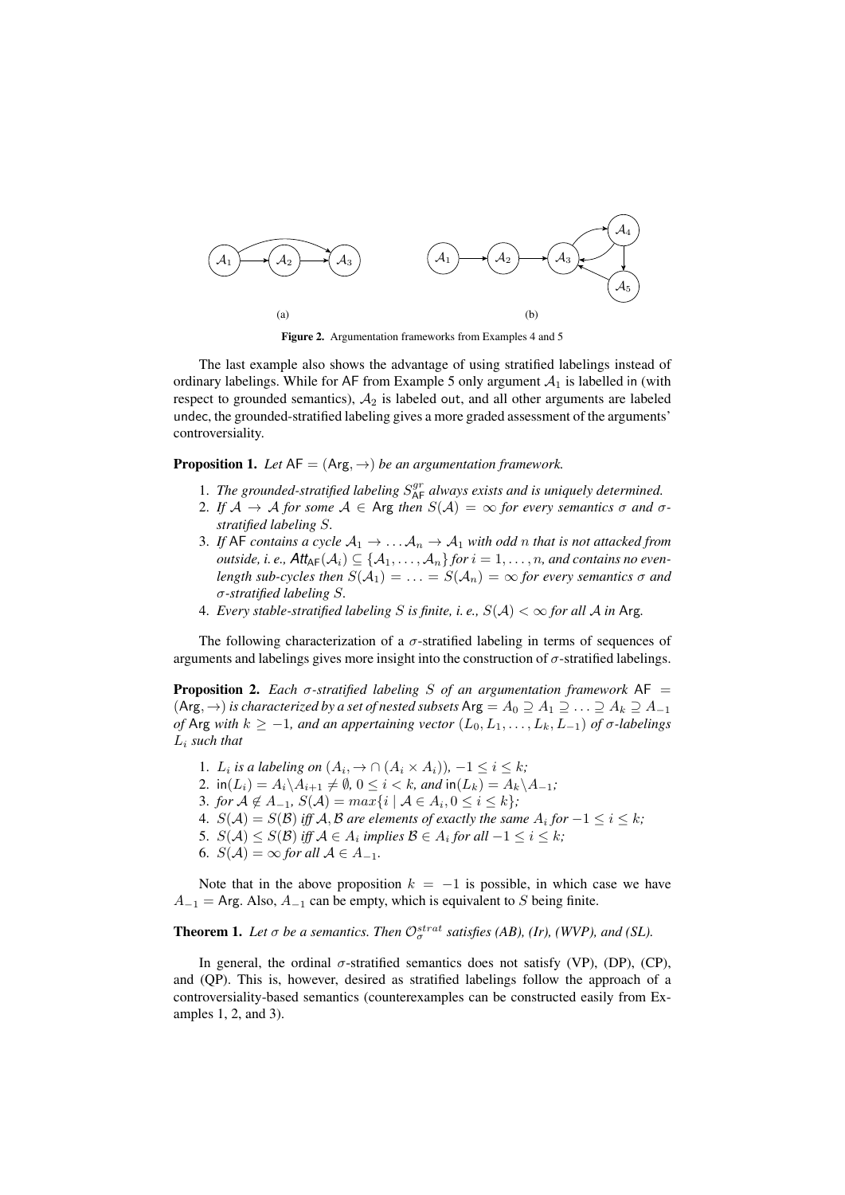Figure 2. Argumentation frameworks from Examples 4 and 5

The last example also shows the advantage of using stratified labelings instead of ordinary labelings. While for AF from Example 5 only argument $\mathcal{A}_1$ is labelled in (with respect to grounded semantics), $\mathcal{A}_2$ is labeled out, and all other arguments are labeled undec, the grounded-stratified labeling gives a more graded assessment of the arguments' controversiality.

**Proposition 1.** *Let* $\mathsf{AF} = (\mathsf{Arg}, \rightarrow)$ *be an argumentation framework.*

1. *The grounded-stratified labeling* $S^{gr}_{\mathsf{AF}}$ *always exists and is uniquely determined.*
2. *If* $\mathcal{A} \rightarrow \mathcal{A}$ *for some* $\mathcal{A} \in \mathsf{Arg}$ *then* $S(\mathcal{A}) = \infty$ *for every semantics* $\sigma$ *and* $\sigma$*-stratified labeling* $S$.
3. *If* AF *contains a cycle* $\mathcal{A}_1 \rightarrow \ldots \mathcal{A}_n \rightarrow \mathcal{A}_1$ *with odd* $n$ *that is not attacked from outside, i. e.,* $\mathsf{Att}_{\mathsf{AF}}(\mathcal{A}_i) \subseteq \{\mathcal{A}_1, \ldots, \mathcal{A}_n\}$ *for* $i = 1, \ldots, n$*, and contains no even-length sub-cycles then* $S(\mathcal{A}_1) = \ldots = S(\mathcal{A}_n) = \infty$ *for every semantics* $\sigma$ *and* $\sigma$*-stratified labeling* $S$.
4. *Every stable-stratified labeling* $S$ *is finite, i. e.,* $S(\mathcal{A}) < \infty$ *for all* $\mathcal{A}$ *in* Arg*.*

The following characterization of a $\sigma$-stratified labeling in terms of sequences of arguments and labelings gives more insight into the construction of $\sigma$-stratified labelings.

**Proposition 2.** *Each* $\sigma$*-stratified labeling* $S$ *of an argumentation framework* $\mathsf{AF} = (\mathsf{Arg}, \rightarrow)$ *is characterized by a set of nested subsets* $\mathsf{Arg} = A_0 \supseteq A_1 \supseteq \ldots \supseteq A_k \supseteq A_{-1}$ *of* Arg *with* $k \geq -1$*, and an appertaining vector* $(L_0, L_1, \ldots, L_k, L_{-1})$ *of* $\sigma$*-labelings* $L_i$ *such that*

1. $L_i$ *is a labeling on* $(A_i, \rightarrow \cap (A_i \times A_i))$*,* $-1 \leq i \leq k$*;*
2. $\mathsf{in}(L_i) = A_i \backslash A_{i+1} \neq \emptyset$*,* $0 \leq i < k$*, and* $\mathsf{in}(L_k) = A_k \backslash A_{-1}$*;*
3. *for* $\mathcal{A} \notin A_{-1}$*,* $S(\mathcal{A}) = max\{i \mid \mathcal{A} \in A_i, 0 \leq i \leq k\}$*;*
4. $S(\mathcal{A}) = S(\mathcal{B})$ *iff* $\mathcal{A}, \mathcal{B}$ *are elements of exactly the same* $A_i$ *for* $-1 \leq i \leq k$*;*
5. $S(\mathcal{A}) \leq S(\mathcal{B})$ *iff* $\mathcal{A} \in A_i$ *implies* $\mathcal{B} \in A_i$ *for all* $-1 \leq i \leq k$*;*
6. $S(\mathcal{A}) = \infty$ *for all* $\mathcal{A} \in A_{-1}$*.*

Note that in the above proposition $k = -1$ is possible, in which case we have $A_{-1} = \mathsf{Arg}$. Also, $A_{-1}$ can be empty, which is equivalent to $S$ being finite.

**Theorem 1.** *Let* $\sigma$ *be a semantics. Then* $\mathcal{O}^{strat}_{\sigma}$ *satisfies (AB), (Ir), (WVP), and (SL).*

In general, the ordinal $\sigma$-stratified semantics does not satisfy (VP), (DP), (CP), and (QP). This is, however, desired as stratified labelings follow the approach of a controversiality-based semantics (counterexamples can be constructed easily from Examples 1, 2, and 3).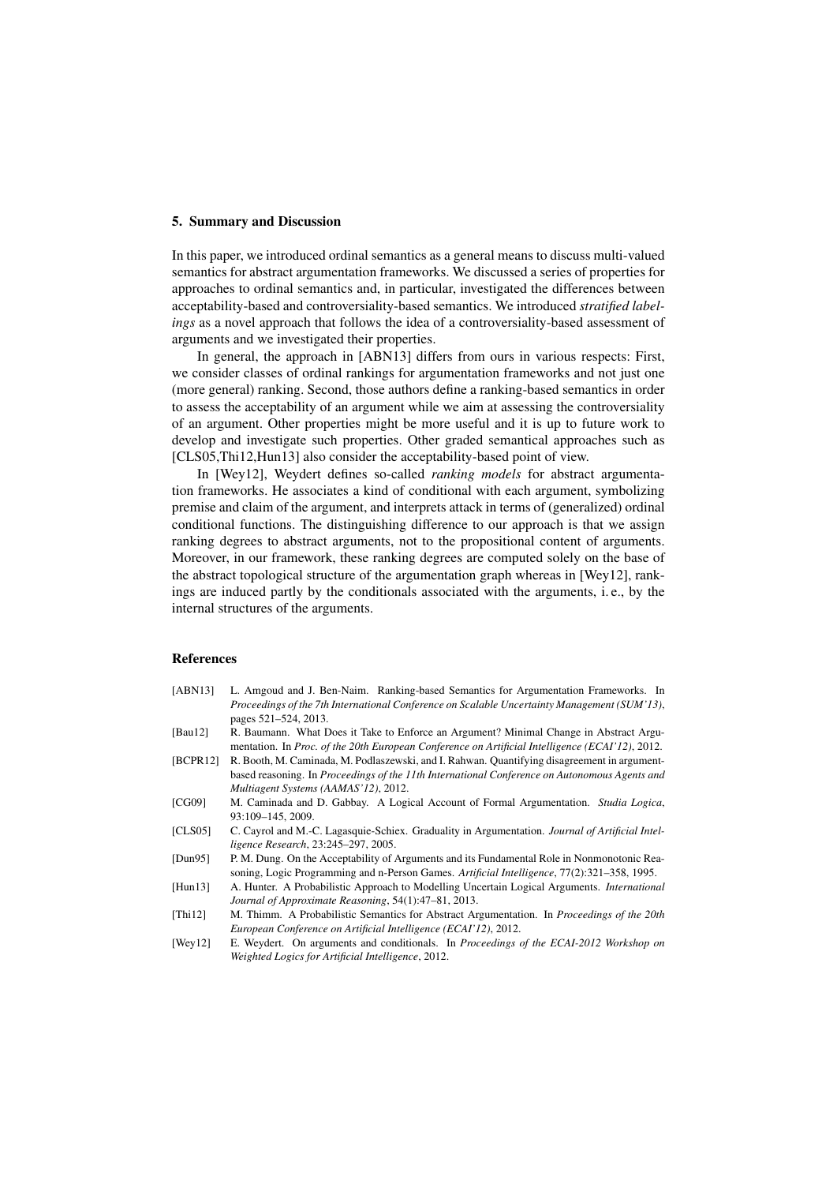## 5. Summary and Discussion

In this paper, we introduced ordinal semantics as a general means to discuss multi-valued semantics for abstract argumentation frameworks. We discussed a series of properties for approaches to ordinal semantics and, in particular, investigated the differences between acceptability-based and controversiality-based semantics. We introduced *stratified labelings* as a novel approach that follows the idea of a controversiality-based assessment of arguments and we investigated their properties.

In general, the approach in [ABN13] differs from ours in various respects: First, we consider classes of ordinal rankings for argumentation frameworks and not just one (more general) ranking. Second, those authors define a ranking-based semantics in order to assess the acceptability of an argument while we aim at assessing the controversiality of an argument. Other properties might be more useful and it is up to future work to develop and investigate such properties. Other graded semantical approaches such as [CLS05,Thi12,Hun13] also consider the acceptability-based point of view.

In [Wey12], Weydert defines so-called *ranking models* for abstract argumentation frameworks. He associates a kind of conditional with each argument, symbolizing premise and claim of the argument, and interprets attack in terms of (generalized) ordinal conditional functions. The distinguishing difference to our approach is that we assign ranking degrees to abstract arguments, not to the propositional content of arguments. Moreover, in our framework, these ranking degrees are computed solely on the base of the abstract topological structure of the argumentation graph whereas in [Wey12], rankings are induced partly by the conditionals associated with the arguments, i. e., by the internal structures of the arguments.

## References

- [ABN13] L. Amgoud and J. Ben-Naim. Ranking-based Semantics for Argumentation Frameworks. In *Proceedings of the 7th International Conference on Scalable Uncertainty Management (SUM'13)*, pages 521–524, 2013.
- [Bau12] R. Baumann. What Does it Take to Enforce an Argument? Minimal Change in Abstract Argumentation. In *Proc. of the 20th European Conference on Artificial Intelligence (ECAI'12)*, 2012.
- [BCPR12] R. Booth, M. Caminada, M. Podlaszewski, and I. Rahwan. Quantifying disagreement in argument-based reasoning. In *Proceedings of the 11th International Conference on Autonomous Agents and Multiagent Systems (AAMAS'12)*, 2012.
- [CG09] M. Caminada and D. Gabbay. A Logical Account of Formal Argumentation. *Studia Logica*, 93:109–145, 2009.
- [CLS05] C. Cayrol and M.-C. Lagasquie-Schiex. Graduality in Argumentation. *Journal of Artificial Intelligence Research*, 23:245–297, 2005.
- [Dun95] P. M. Dung. On the Acceptability of Arguments and its Fundamental Role in Nonmonotonic Reasoning, Logic Programming and n-Person Games. *Artificial Intelligence*, 77(2):321–358, 1995.
- [Hun13] A. Hunter. A Probabilistic Approach to Modelling Uncertain Logical Arguments. *International Journal of Approximate Reasoning*, 54(1):47–81, 2013.
- [Thi12] M. Thimm. A Probabilistic Semantics for Abstract Argumentation. In *Proceedings of the 20th European Conference on Artificial Intelligence (ECAI'12)*, 2012.
- [Wey12] E. Weydert. On arguments and conditionals. In *Proceedings of the ECAI-2012 Workshop on Weighted Logics for Artificial Intelligence*, 2012.